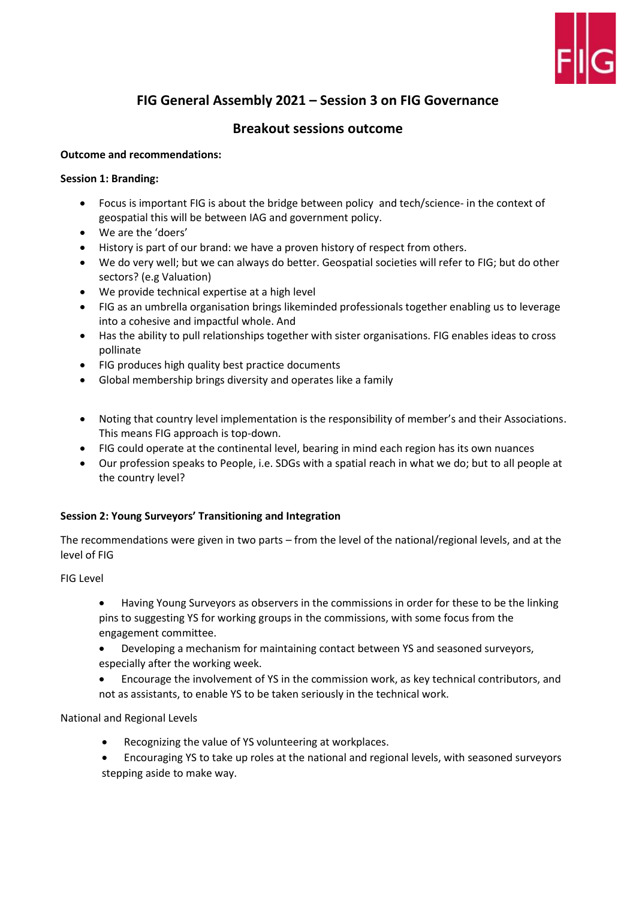# FIG General Assembly 2021 – Session 3 on FIG Governance

## Breakout sessions outcome

**Outcome and recommendations:**

**Session 1: Branding:**

- Focus is important FIG is about the bridge between policy and tech/science- in the context of geospatial this will be between IAG and government policy.
- We are the 'doers'
- History is part of our brand: we have a proven history of respect from others.
- We do very well; but we can always do better. Geospatial societies will refer to FIG; but do other sectors? (e.g Valuation)
- We provide technical expertise at a high level
- FIG as an umbrella organisation brings likeminded professionals together enabling us to leverage into a cohesive and impactful whole. And
- Has the ability to pull relationships together with sister organisations. FIG enables ideas to cross pollinate
- FIG produces high quality best practice documents
- Global membership brings diversity and operates like a family

- Noting that country level implementation is the responsibility of member's and their Associations. This means FIG approach is top-down.
- FIG could operate at the continental level, bearing in mind each region has its own nuances
- Our profession speaks to People, i.e. SDGs with a spatial reach in what we do; but to all people at the country level?

**Session 2: Young Surveyors' Transitioning and Integration**

The recommendations were given in two parts – from the level of the national/regional levels, and at the level of FIG

FIG Level

- Having Young Surveyors as observers in the commissions in order for these to be the linking pins to suggesting YS for working groups in the commissions, with some focus from the engagement committee.
- Developing a mechanism for maintaining contact between YS and seasoned surveyors, especially after the working week.
- Encourage the involvement of YS in the commission work, as key technical contributors, and not as assistants, to enable YS to be taken seriously in the technical work.

National and Regional Levels

- Recognizing the value of YS volunteering at workplaces.
- Encouraging YS to take up roles at the national and regional levels, with seasoned surveyors stepping aside to make way.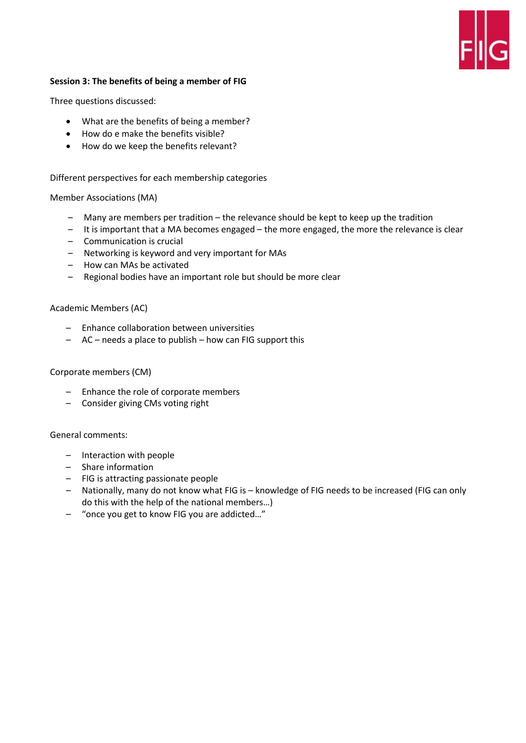**Session 3: The benefits of being a member of FIG**

Three questions discussed:

- What are the benefits of being a member?
- How do e make the benefits visible?
- How do we keep the benefits relevant?

Different perspectives for each membership categories

Member Associations (MA)

- Many are members per tradition – the relevance should be kept to keep up the tradition
- It is important that a MA becomes engaged – the more engaged, the more the relevance is clear
- Communication is crucial
- Networking is keyword and very important for MAs
- How can MAs be activated
- Regional bodies have an important role but should be more clear

Academic Members (AC)

- Enhance collaboration between universities
- AC – needs a place to publish – how can FIG support this

Corporate members (CM)

- Enhance the role of corporate members
- Consider giving CMs voting right

General comments:

- Interaction with people
- Share information
- FIG is attracting passionate people
- Nationally, many do not know what FIG is – knowledge of FIG needs to be increased (FIG can only do this with the help of the national members…)
- "once you get to know FIG you are addicted…"